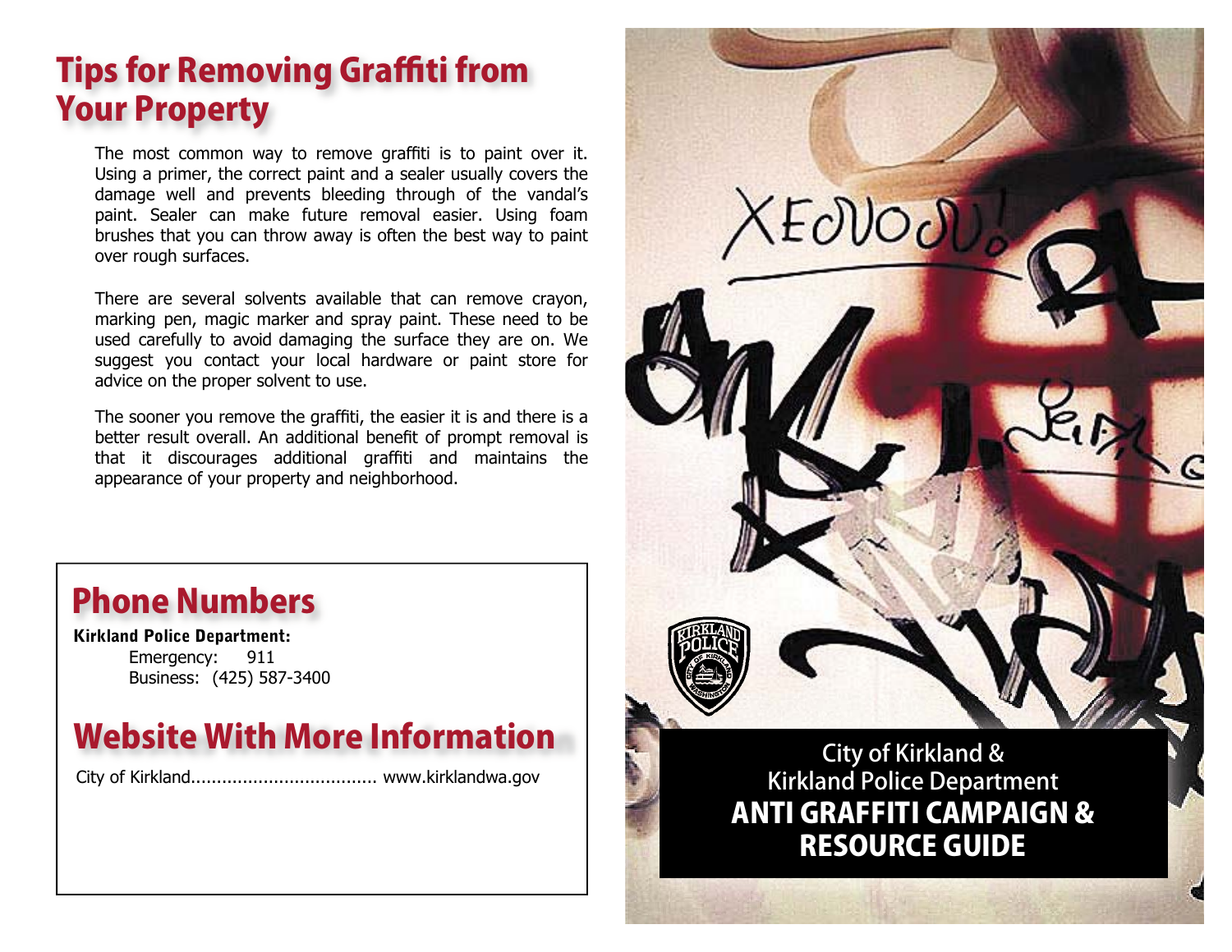# Tips for Removing Graffiti from Your Property

The most common way to remove graffiti is to paint over it. Using a primer, the correct paint and a sealer usually covers the damage well and prevents bleeding through of the vandal's paint. Sealer can make future removal easier. Using foam brushes that you can throw away is often the best way to paint over rough surfaces.

There are several solvents available that can remove crayon, marking pen, magic marker and spray paint. These need to be used carefully to avoid damaging the surface they are on. We suggest you contact your local hardware or paint store for advice on the proper solvent to use.

The sooner you remove the graffiti, the easier it is and there is a better result overall. An additional benefit of prompt removal is that it discourages additional graffiti and maintains the appearance of your property and neighborhood.

## Phone Numbers

**Kirkland Police Department:**

Emergency: 911
Business: (425) 587-3400

## Website With More Information

City of Kirkland.................................... www.kirklandwa.gov

City of Kirkland &
Kirkland Police Department

**ANTI GRAFFITI CAMPAIGN & RESOURCE GUIDE**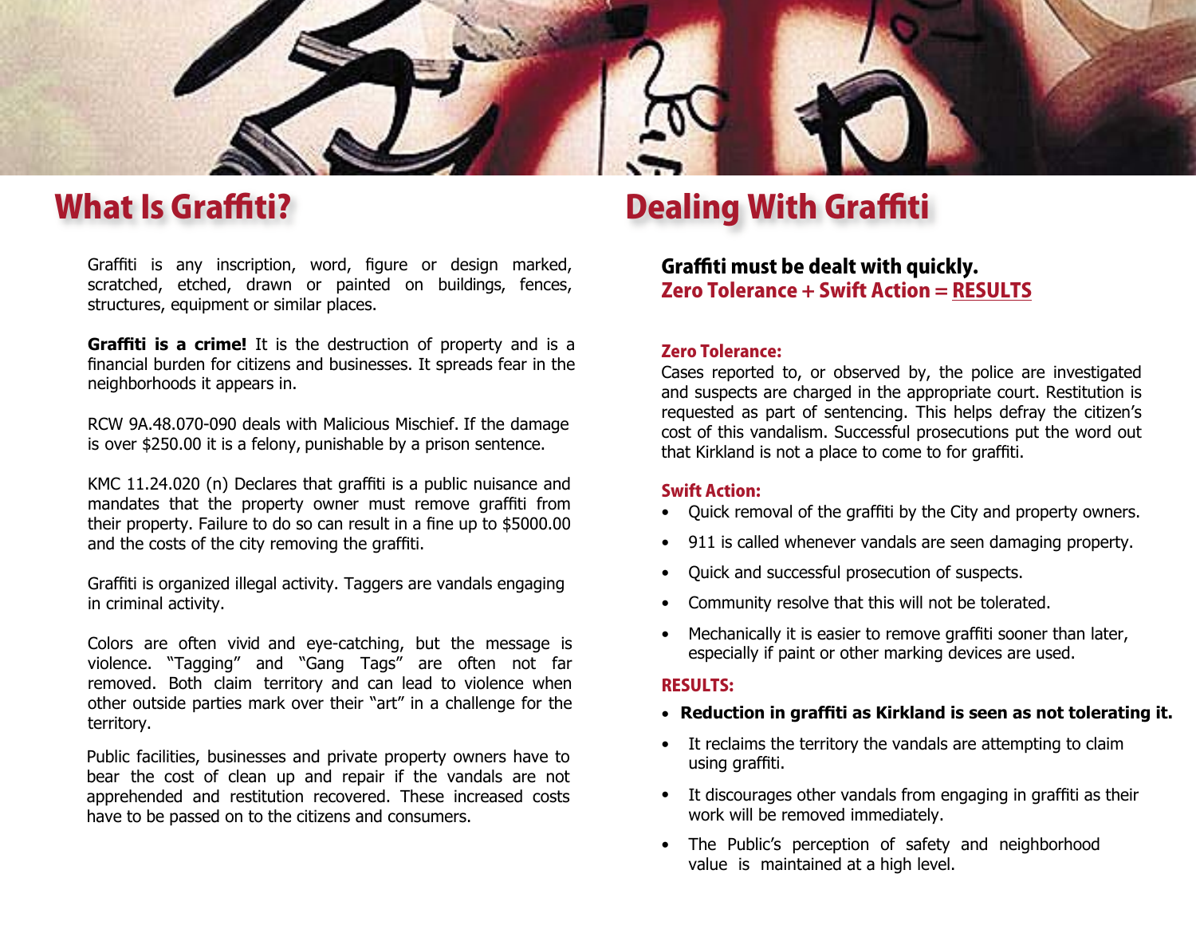# What Is Graffiti?

Graffiti is any inscription, word, figure or design marked, scratched, etched, drawn or painted on buildings, fences, structures, equipment or similar places.

**Graffiti is a crime!** It is the destruction of property and is a financial burden for citizens and businesses. It spreads fear in the neighborhoods it appears in.

RCW 9A.48.070-090 deals with Malicious Mischief. If the damage is over $250.00 it is a felony, punishable by a prison sentence.

KMC 11.24.020 (n) Declares that graffiti is a public nuisance and mandates that the property owner must remove graffiti from their property. Failure to do so can result in a fine up to $5000.00 and the costs of the city removing the graffiti.

Graffiti is organized illegal activity. Taggers are vandals engaging in criminal activity.

Colors are often vivid and eye-catching, but the message is violence. "Tagging" and "Gang Tags" are often not far removed. Both claim territory and can lead to violence when other outside parties mark over their "art" in a challenge for the territory.

Public facilities, businesses and private property owners have to bear the cost of clean up and repair if the vandals are not apprehended and restitution recovered. These increased costs have to be passed on to the citizens and consumers.

# Dealing With Graffiti

**Graffiti must be dealt with quickly.**
**Zero Tolerance + Swift Action = RESULTS**

**Zero Tolerance:**
Cases reported to, or observed by, the police are investigated and suspects are charged in the appropriate court. Restitution is requested as part of sentencing. This helps defray the citizen's cost of this vandalism. Successful prosecutions put the word out that Kirkland is not a place to come to for graffiti.

**Swift Action:**

- Quick removal of the graffiti by the City and property owners.
- 911 is called whenever vandals are seen damaging property.
- Quick and successful prosecution of suspects.
- Community resolve that this will not be tolerated.
- Mechanically it is easier to remove graffiti sooner than later, especially if paint or other marking devices are used.

**RESULTS:**

- **Reduction in graffiti as Kirkland is seen as not tolerating it.**
- It reclaims the territory the vandals are attempting to claim using graffiti.
- It discourages other vandals from engaging in graffiti as their work will be removed immediately.
- The Public's perception of safety and neighborhood value is maintained at a high level.